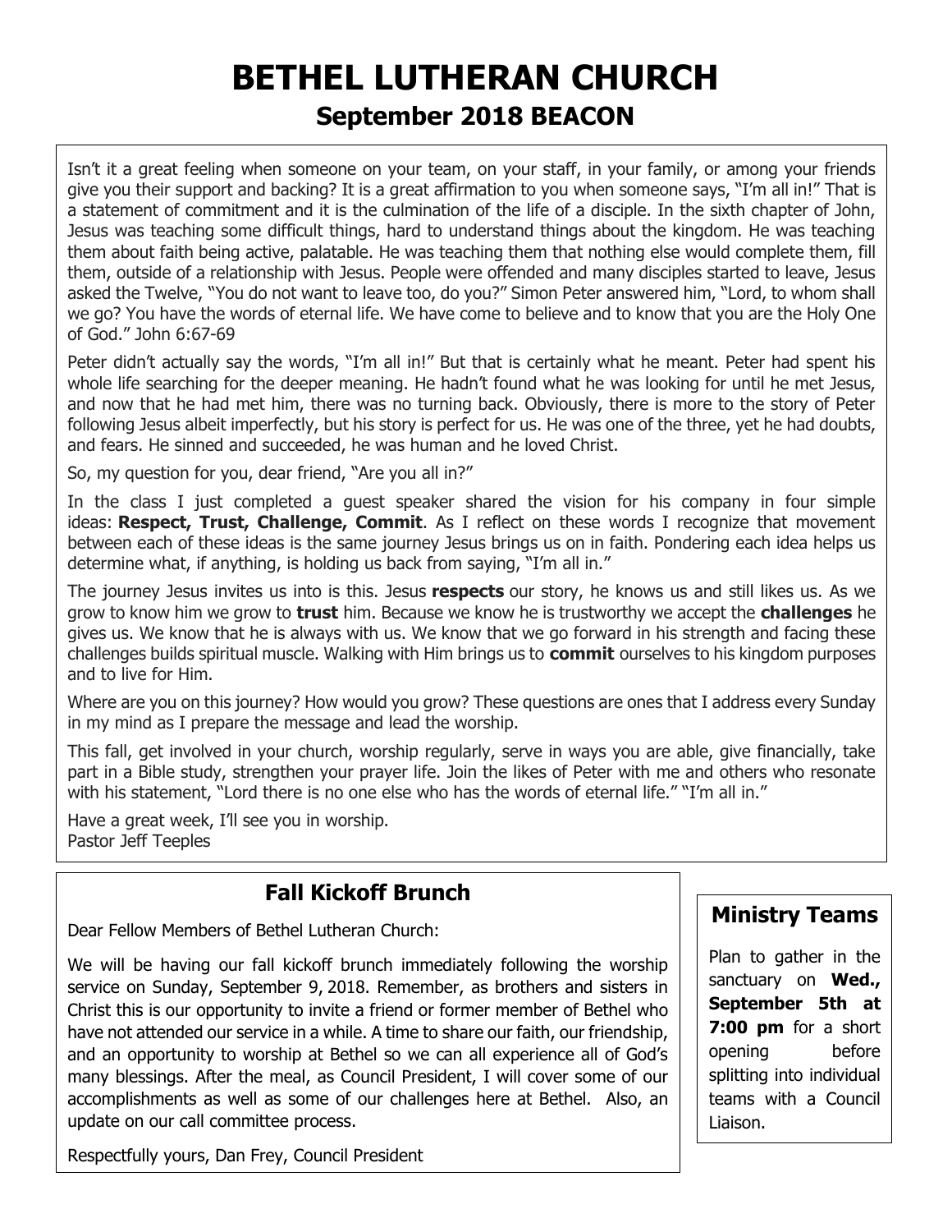# BETHEL LUTHERAN CHURCH

## September 2018 BEACON

Isn't it a great feeling when someone on your team, on your staff, in your family, or among your friends give you their support and backing? It is a great affirmation to you when someone says, "I'm all in!" That is a statement of commitment and it is the culmination of the life of a disciple. In the sixth chapter of John, Jesus was teaching some difficult things, hard to understand things about the kingdom. He was teaching them about faith being active, palatable. He was teaching them that nothing else would complete them, fill them, outside of a relationship with Jesus. People were offended and many disciples started to leave, Jesus asked the Twelve, "You do not want to leave too, do you?" Simon Peter answered him, "Lord, to whom shall we go? You have the words of eternal life. We have come to believe and to know that you are the Holy One of God." John 6:67-69

Peter didn't actually say the words, "I'm all in!" But that is certainly what he meant. Peter had spent his whole life searching for the deeper meaning. He hadn't found what he was looking for until he met Jesus, and now that he had met him, there was no turning back. Obviously, there is more to the story of Peter following Jesus albeit imperfectly, but his story is perfect for us. He was one of the three, yet he had doubts, and fears. He sinned and succeeded, he was human and he loved Christ.

So, my question for you, dear friend, "Are you all in?"

In the class I just completed a guest speaker shared the vision for his company in four simple ideas: **Respect, Trust, Challenge, Commit**. As I reflect on these words I recognize that movement between each of these ideas is the same journey Jesus brings us on in faith. Pondering each idea helps us determine what, if anything, is holding us back from saying, "I'm all in."

The journey Jesus invites us into is this. Jesus **respects** our story, he knows us and still likes us. As we grow to know him we grow to **trust** him. Because we know he is trustworthy we accept the **challenges** he gives us. We know that he is always with us. We know that we go forward in his strength and facing these challenges builds spiritual muscle. Walking with Him brings us to **commit** ourselves to his kingdom purposes and to live for Him.

Where are you on this journey? How would you grow? These questions are ones that I address every Sunday in my mind as I prepare the message and lead the worship.

This fall, get involved in your church, worship regularly, serve in ways you are able, give financially, take part in a Bible study, strengthen your prayer life. Join the likes of Peter with me and others who resonate with his statement, "Lord there is no one else who has the words of eternal life." "I'm all in."

Have a great week, I'll see you in worship.
Pastor Jeff Teeples

## Fall Kickoff Brunch

Dear Fellow Members of Bethel Lutheran Church:

We will be having our fall kickoff brunch immediately following the worship service on Sunday, September 9, 2018. Remember, as brothers and sisters in Christ this is our opportunity to invite a friend or former member of Bethel who have not attended our service in a while. A time to share our faith, our friendship, and an opportunity to worship at Bethel so we can all experience all of God's many blessings. After the meal, as Council President, I will cover some of our accomplishments as well as some of our challenges here at Bethel. Also, an update on our call committee process.

Respectfully yours, Dan Frey, Council President

## Ministry Teams

Plan to gather in the sanctuary on **Wed., September 5th at 7:00 pm** for a short opening before splitting into individual teams with a Council Liaison.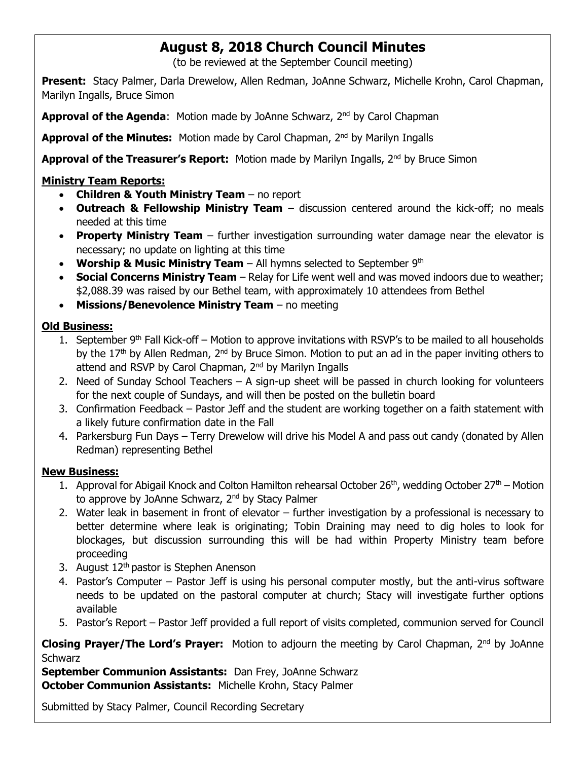# August 8, 2018 Church Council Minutes

(to be reviewed at the September Council meeting)

**Present:** Stacy Palmer, Darla Drewelow, Allen Redman, JoAnne Schwarz, Michelle Krohn, Carol Chapman, Marilyn Ingalls, Bruce Simon

**Approval of the Agenda**: Motion made by JoAnne Schwarz, 2nd by Carol Chapman

**Approval of the Minutes:** Motion made by Carol Chapman, 2nd by Marilyn Ingalls

**Approval of the Treasurer's Report:** Motion made by Marilyn Ingalls, 2nd by Bruce Simon

## Ministry Team Reports:

- **Children & Youth Ministry Team** – no report
- **Outreach & Fellowship Ministry Team** – discussion centered around the kick-off; no meals needed at this time
- **Property Ministry Team** – further investigation surrounding water damage near the elevator is necessary; no update on lighting at this time
- **Worship & Music Ministry Team** – All hymns selected to September 9th
- **Social Concerns Ministry Team** – Relay for Life went well and was moved indoors due to weather; $2,088.39 was raised by our Bethel team, with approximately 10 attendees from Bethel
- **Missions/Benevolence Ministry Team** – no meeting

## Old Business:

1. September 9th Fall Kick-off – Motion to approve invitations with RSVP's to be mailed to all households by the 17th by Allen Redman, 2nd by Bruce Simon. Motion to put an ad in the paper inviting others to attend and RSVP by Carol Chapman, 2nd by Marilyn Ingalls
2. Need of Sunday School Teachers – A sign-up sheet will be passed in church looking for volunteers for the next couple of Sundays, and will then be posted on the bulletin board
3. Confirmation Feedback – Pastor Jeff and the student are working together on a faith statement with a likely future confirmation date in the Fall
4. Parkersburg Fun Days – Terry Drewelow will drive his Model A and pass out candy (donated by Allen Redman) representing Bethel

## New Business:

1. Approval for Abigail Knock and Colton Hamilton rehearsal October 26th, wedding October 27th – Motion to approve by JoAnne Schwarz, 2nd by Stacy Palmer
2. Water leak in basement in front of elevator – further investigation by a professional is necessary to better determine where leak is originating; Tobin Draining may need to dig holes to look for blockages, but discussion surrounding this will be had within Property Ministry team before proceeding
3. August 12th pastor is Stephen Anenson
4. Pastor's Computer – Pastor Jeff is using his personal computer mostly, but the anti-virus software needs to be updated on the pastoral computer at church; Stacy will investigate further options available
5. Pastor's Report – Pastor Jeff provided a full report of visits completed, communion served for Council

**Closing Prayer/The Lord's Prayer:** Motion to adjourn the meeting by Carol Chapman, 2nd by JoAnne Schwarz

**September Communion Assistants:** Dan Frey, JoAnne Schwarz

**October Communion Assistants:** Michelle Krohn, Stacy Palmer

Submitted by Stacy Palmer, Council Recording Secretary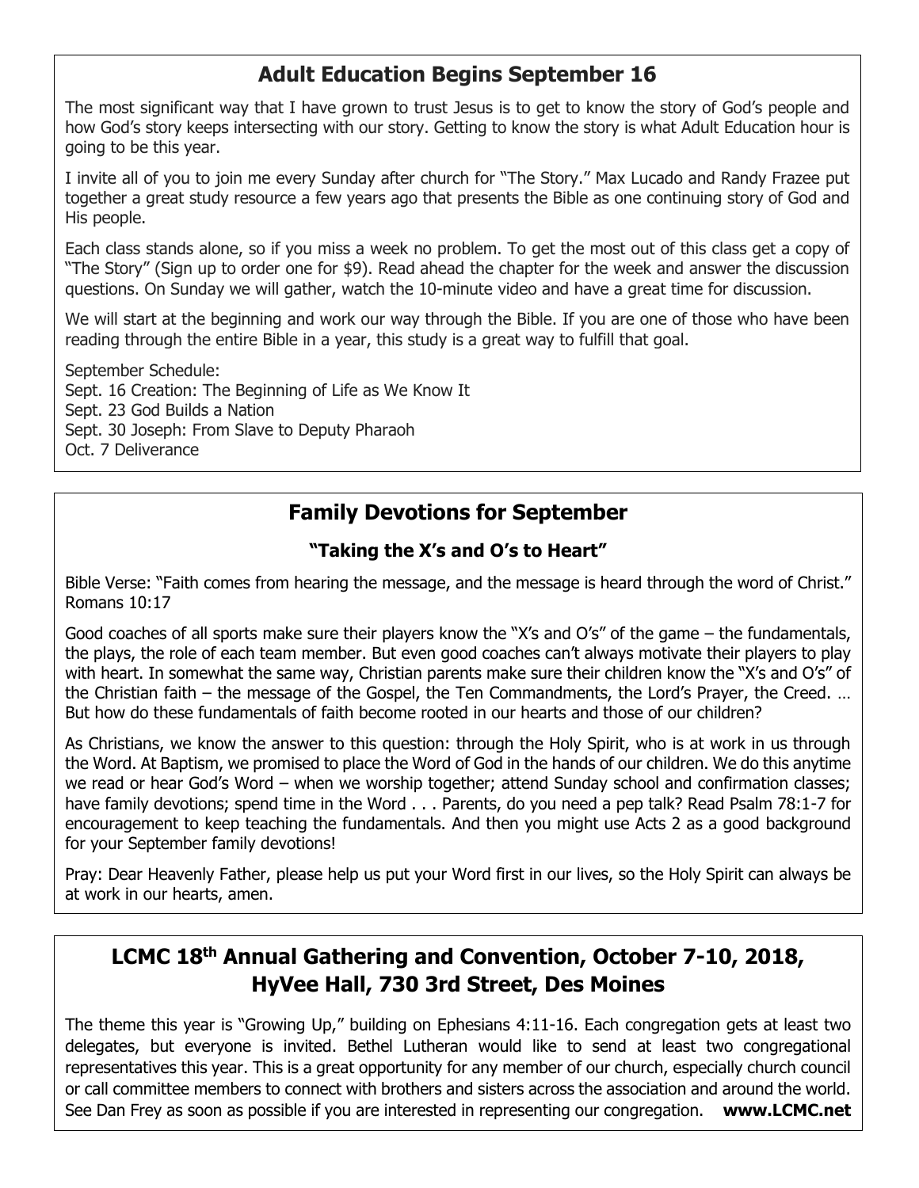## Adult Education Begins September 16

The most significant way that I have grown to trust Jesus is to get to know the story of God's people and how God's story keeps intersecting with our story. Getting to know the story is what Adult Education hour is going to be this year.

I invite all of you to join me every Sunday after church for "The Story." Max Lucado and Randy Frazee put together a great study resource a few years ago that presents the Bible as one continuing story of God and His people.

Each class stands alone, so if you miss a week no problem. To get the most out of this class get a copy of "The Story" (Sign up to order one for $9). Read ahead the chapter for the week and answer the discussion questions. On Sunday we will gather, watch the 10-minute video and have a great time for discussion.

We will start at the beginning and work our way through the Bible. If you are one of those who have been reading through the entire Bible in a year, this study is a great way to fulfill that goal.

September Schedule:
Sept. 16 Creation: The Beginning of Life as We Know It
Sept. 23 God Builds a Nation
Sept. 30 Joseph: From Slave to Deputy Pharaoh
Oct. 7 Deliverance

## Family Devotions for September

### "Taking the X's and O's to Heart"

Bible Verse: "Faith comes from hearing the message, and the message is heard through the word of Christ." Romans 10:17

Good coaches of all sports make sure their players know the "X's and O's" of the game – the fundamentals, the plays, the role of each team member. But even good coaches can't always motivate their players to play with heart. In somewhat the same way, Christian parents make sure their children know the "X's and O's" of the Christian faith – the message of the Gospel, the Ten Commandments, the Lord's Prayer, the Creed. … But how do these fundamentals of faith become rooted in our hearts and those of our children?

As Christians, we know the answer to this question: through the Holy Spirit, who is at work in us through the Word. At Baptism, we promised to place the Word of God in the hands of our children. We do this anytime we read or hear God's Word – when we worship together; attend Sunday school and confirmation classes; have family devotions; spend time in the Word . . . Parents, do you need a pep talk? Read Psalm 78:1-7 for encouragement to keep teaching the fundamentals. And then you might use Acts 2 as a good background for your September family devotions!

Pray: Dear Heavenly Father, please help us put your Word first in our lives, so the Holy Spirit can always be at work in our hearts, amen.

## LCMC 18th Annual Gathering and Convention, October 7-10, 2018, HyVee Hall, 730 3rd Street, Des Moines

The theme this year is "Growing Up," building on Ephesians 4:11-16. Each congregation gets at least two delegates, but everyone is invited. Bethel Lutheran would like to send at least two congregational representatives this year. This is a great opportunity for any member of our church, especially church council or call committee members to connect with brothers and sisters across the association and around the world. See Dan Frey as soon as possible if you are interested in representing our congregation. **www.LCMC.net**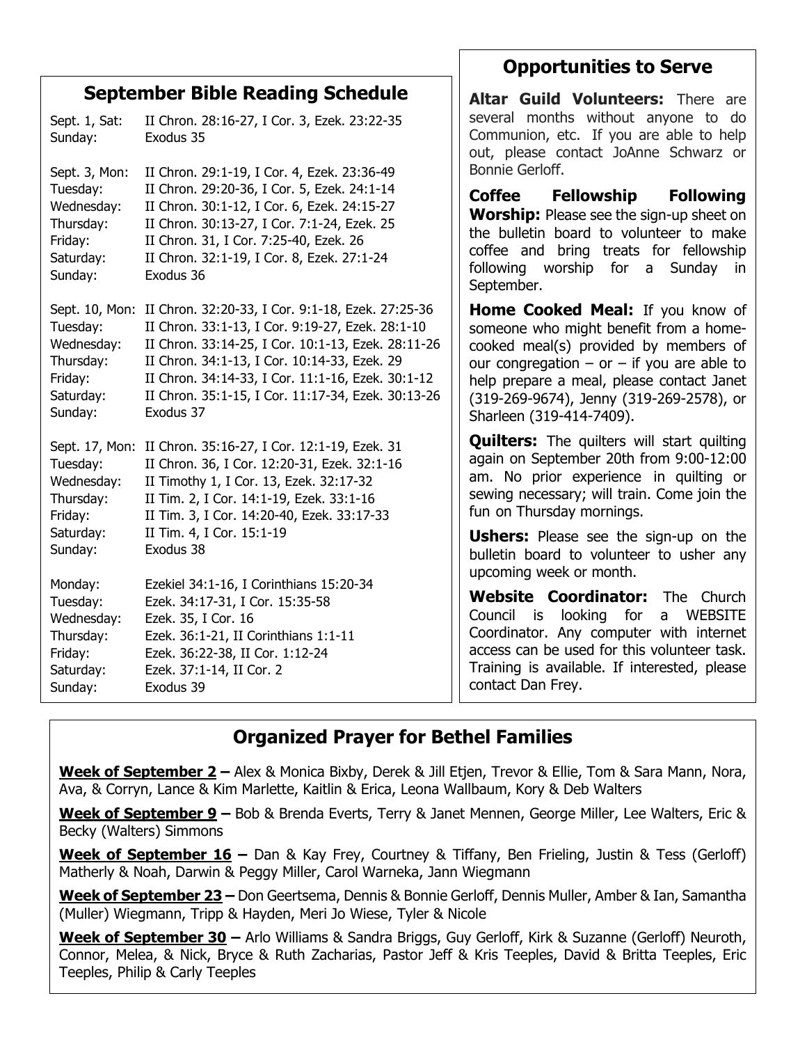## September Bible Reading Schedule

| | |
|---|---|
| Sept. 1, Sat: | II Chron. 28:16-27, I Cor. 3, Ezek. 23:22-35 |
| Sunday: | Exodus 35 |
| | |
| Sept. 3, Mon: | II Chron. 29:1-19, I Cor. 4, Ezek. 23:36-49 |
| Tuesday: | II Chron. 29:20-36, I Cor. 5, Ezek. 24:1-14 |
| Wednesday: | II Chron. 30:1-12, I Cor. 6, Ezek. 24:15-27 |
| Thursday: | II Chron. 30:13-27, I Cor. 7:1-24, Ezek. 25 |
| Friday: | II Chron. 31, I Cor. 7:25-40, Ezek. 26 |
| Saturday: | II Chron. 32:1-19, I Cor. 8, Ezek. 27:1-24 |
| Sunday: | Exodus 36 |
| | |
| Sept. 10, Mon: | II Chron. 32:20-33, I Cor. 9:1-18, Ezek. 27:25-36 |
| Tuesday: | II Chron. 33:1-13, I Cor. 9:19-27, Ezek. 28:1-10 |
| Wednesday: | II Chron. 33:14-25, I Cor. 10:1-13, Ezek. 28:11-26 |
| Thursday: | II Chron. 34:1-13, I Cor. 10:14-33, Ezek. 29 |
| Friday: | II Chron. 34:14-33, I Cor. 11:1-16, Ezek. 30:1-12 |
| Saturday: | II Chron. 35:1-15, I Cor. 11:17-34, Ezek. 30:13-26 |
| Sunday: | Exodus 37 |
| | |
| Sept. 17, Mon: | II Chron. 35:16-27, I Cor. 12:1-19, Ezek. 31 |
| Tuesday: | II Chron. 36, I Cor. 12:20-31, Ezek. 32:1-16 |
| Wednesday: | II Timothy 1, I Cor. 13, Ezek. 32:17-32 |
| Thursday: | II Tim. 2, I Cor. 14:1-19, Ezek. 33:1-16 |
| Friday: | II Tim. 3, I Cor. 14:20-40, Ezek. 33:17-33 |
| Saturday: | II Tim. 4, I Cor. 15:1-19 |
| Sunday: | Exodus 38 |
| | |
| Monday: | Ezekiel 34:1-16, I Corinthians 15:20-34 |
| Tuesday: | Ezek. 34:17-31, I Cor. 15:35-58 |
| Wednesday: | Ezek. 35, I Cor. 16 |
| Thursday: | Ezek. 36:1-21, II Corinthians 1:1-11 |
| Friday: | Ezek. 36:22-38, II Cor. 1:12-24 |
| Saturday: | Ezek. 37:1-14, II Cor. 2 |
| Sunday: | Exodus 39 |

## Opportunities to Serve

**Altar Guild Volunteers:** There are several months without anyone to do Communion, etc. If you are able to help out, please contact JoAnne Schwarz or Bonnie Gerloff.

**Coffee Fellowship Following Worship:** Please see the sign-up sheet on the bulletin board to volunteer to make coffee and bring treats for fellowship following worship for a Sunday in September.

**Home Cooked Meal:** If you know of someone who might benefit from a home-cooked meal(s) provided by members of our congregation – or – if you are able to help prepare a meal, please contact Janet (319-269-9674), Jenny (319-269-2578), or Sharleen (319-414-7409).

**Quilters:** The quilters will start quilting again on September 20th from 9:00-12:00 am. No prior experience in quilting or sewing necessary; will train. Come join the fun on Thursday mornings.

**Ushers:** Please see the sign-up on the bulletin board to volunteer to usher any upcoming week or month.

**Website Coordinator:** The Church Council is looking for a WEBSITE Coordinator. Any computer with internet access can be used for this volunteer task. Training is available. If interested, please contact Dan Frey.

## Organized Prayer for Bethel Families

**Week of September 2 –** Alex & Monica Bixby, Derek & Jill Etjen, Trevor & Ellie, Tom & Sara Mann, Nora, Ava, & Corryn, Lance & Kim Marlette, Kaitlin & Erica, Leona Wallbaum, Kory & Deb Walters

**Week of September 9 –** Bob & Brenda Everts, Terry & Janet Mennen, George Miller, Lee Walters, Eric & Becky (Walters) Simmons

**Week of September 16 –** Dan & Kay Frey, Courtney & Tiffany, Ben Frieling, Justin & Tess (Gerloff) Matherly & Noah, Darwin & Peggy Miller, Carol Warneka, Jann Wiegmann

**Week of September 23 –** Don Geertsema, Dennis & Bonnie Gerloff, Dennis Muller, Amber & Ian, Samantha (Muller) Wiegmann, Tripp & Hayden, Meri Jo Wiese, Tyler & Nicole

**Week of September 30 –** Arlo Williams & Sandra Briggs, Guy Gerloff, Kirk & Suzanne (Gerloff) Neuroth, Connor, Melea, & Nick, Bryce & Ruth Zacharias, Pastor Jeff & Kris Teeples, David & Britta Teeples, Eric Teeples, Philip & Carly Teeples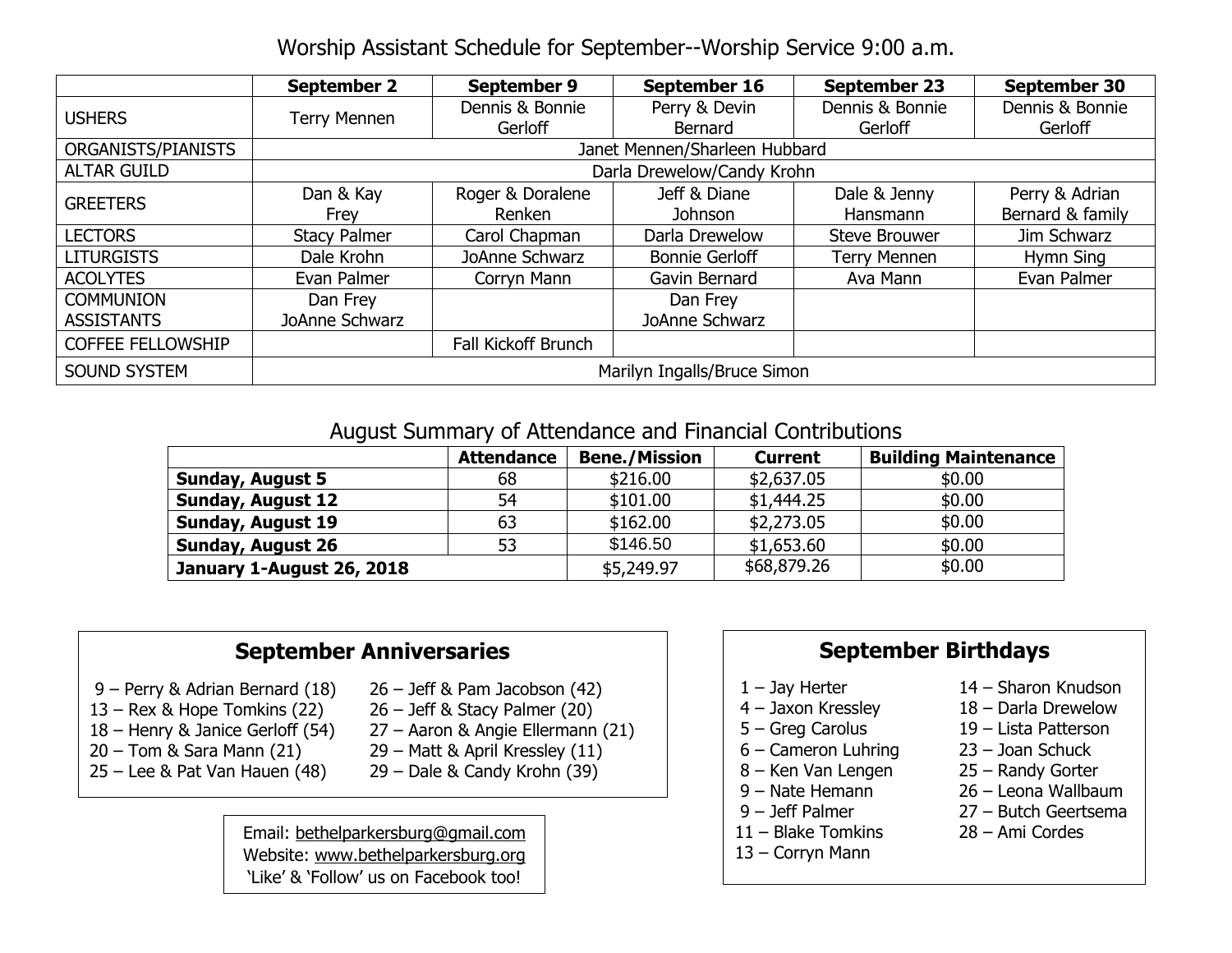## Worship Assistant Schedule for September--Worship Service 9:00 a.m.

| | September 2 | September 9 | September 16 | September 23 | September 30 |
|---|---|---|---|---|---|
| USHERS | Terry Mennen | Dennis & Bonnie Gerloff | Perry & Devin Bernard | Dennis & Bonnie Gerloff | Dennis & Bonnie Gerloff |
| ORGANISTS/PIANISTS | Janet Mennen/Sharleen Hubbard | | | | |
| ALTAR GUILD | Darla Drewelow/Candy Krohn | | | | |
| GREETERS | Dan & Kay Frey | Roger & Doralene Renken | Jeff & Diane Johnson | Dale & Jenny Hansmann | Perry & Adrian Bernard & family |
| LECTORS | Stacy Palmer | Carol Chapman | Darla Drewelow | Steve Brouwer | Jim Schwarz |
| LITURGISTS | Dale Krohn | JoAnne Schwarz | Bonnie Gerloff | Terry Mennen | Hymn Sing |
| ACOLYTES | Evan Palmer | Corryn Mann | Gavin Bernard | Ava Mann | Evan Palmer |
| COMMUNION ASSISTANTS | Dan Frey JoAnne Schwarz | | Dan Frey JoAnne Schwarz | | |
| COFFEE FELLOWSHIP | | Fall Kickoff Brunch | | | |
| SOUND SYSTEM | Marilyn Ingalls/Bruce Simon | | | | |

## August Summary of Attendance and Financial Contributions

| | Attendance | Bene./Mission | Current | Building Maintenance |
|---|---|---|---|---|
| **Sunday, August 5** | 68 | $216.00 | $2,637.05 | $0.00 |
| **Sunday, August 12** | 54 | $101.00 | $1,444.25 | $0.00 |
| **Sunday, August 19** | 63 | $162.00 | $2,273.05 | $0.00 |
| **Sunday, August 26** | 53 | $146.50 | $1,653.60 | $0.00 |
| **January 1-August 26, 2018** | | $5,249.97 | $68,879.26 | $0.00 |

### September Anniversaries

9 – Perry & Adrian Bernard (18)
13 – Rex & Hope Tomkins (22)
18 – Henry & Janice Gerloff (54)
20 – Tom & Sara Mann (21)
25 – Lee & Pat Van Hauen (48)
26 – Jeff & Pam Jacobson (42)
26 – Jeff & Stacy Palmer (20)
27 – Aaron & Angie Ellermann (21)
29 – Matt & April Kressley (11)
29 – Dale & Candy Krohn (39)

### September Birthdays

1 – Jay Herter
4 – Jaxon Kressley
5 – Greg Carolus
6 – Cameron Luhring
8 – Ken Van Lengen
9 – Nate Hemann
9 – Jeff Palmer
11 – Blake Tomkins
13 – Corryn Mann
14 – Sharon Knudson
18 – Darla Drewelow
19 – Lista Patterson
23 – Joan Schuck
25 – Randy Gorter
26 – Leona Wallbaum
27 – Butch Geertsema
28 – Ami Cordes

Email: bethelparkersburg@gmail.com
Website: www.bethelparkersburg.org
'Like' & 'Follow' us on Facebook too!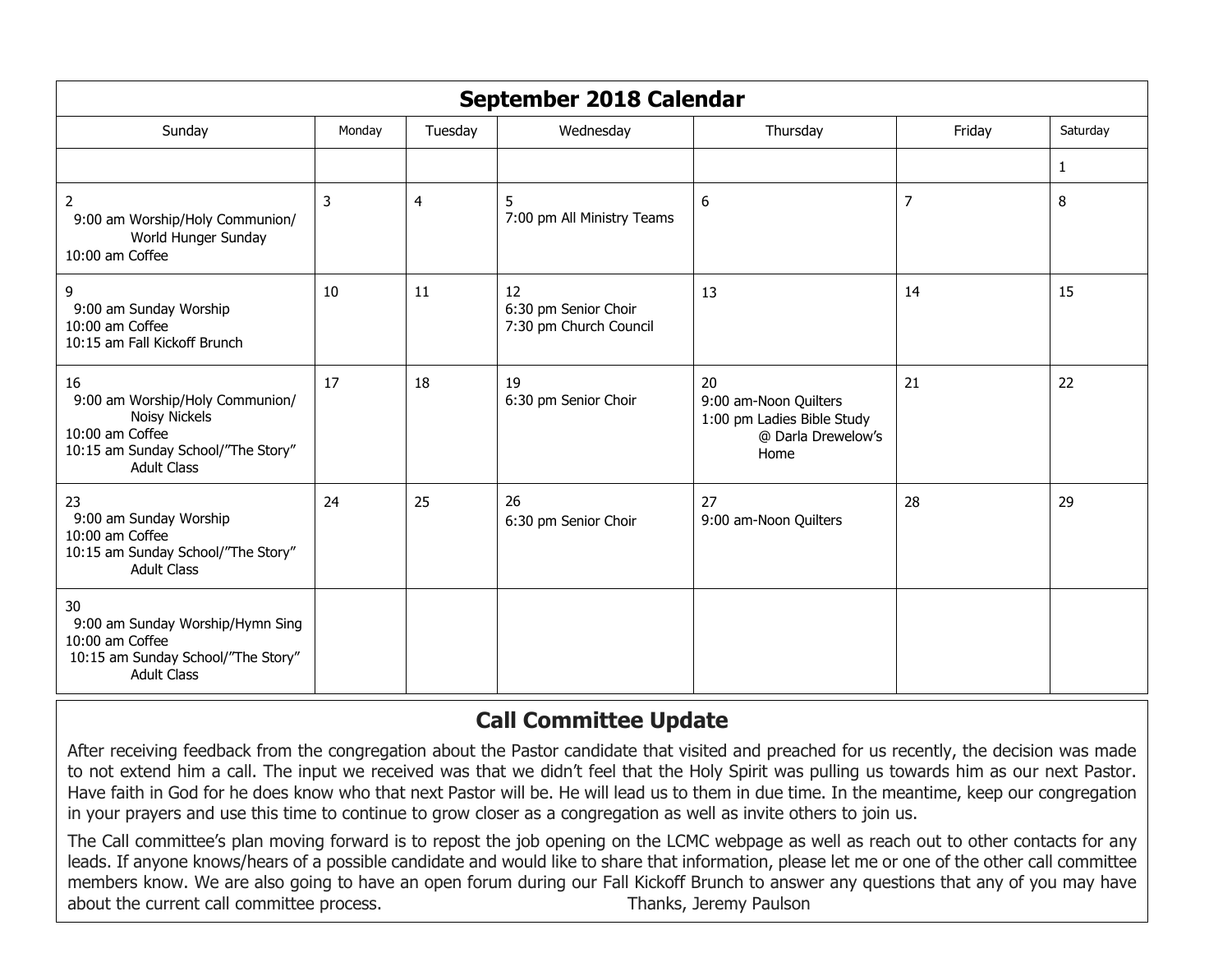## September 2018 Calendar

| Sunday | Monday | Tuesday | Wednesday | Thursday | Friday | Saturday |
|---|---|---|---|---|---|---|
| | | | | | | 1 |
| 2<br>9:00 am Worship/Holy Communion/ World Hunger Sunday<br>10:00 am Coffee | 3 | 4 | 5<br>7:00 pm All Ministry Teams | 6 | 7 | 8 |
| 9<br>9:00 am Sunday Worship<br>10:00 am Coffee<br>10:15 am Fall Kickoff Brunch | 10 | 11 | 12<br>6:30 pm Senior Choir<br>7:30 pm Church Council | 13 | 14 | 15 |
| 16<br>9:00 am Worship/Holy Communion/ Noisy Nickels<br>10:00 am Coffee<br>10:15 am Sunday School/"The Story" Adult Class | 17 | 18 | 19<br>6:30 pm Senior Choir | 20<br>9:00 am-Noon Quilters<br>1:00 pm Ladies Bible Study @ Darla Drewelow's Home | 21 | 22 |
| 23<br>9:00 am Sunday Worship<br>10:00 am Coffee<br>10:15 am Sunday School/"The Story" Adult Class | 24 | 25 | 26<br>6:30 pm Senior Choir | 27<br>9:00 am-Noon Quilters | 28 | 29 |
| 30<br>9:00 am Sunday Worship/Hymn Sing<br>10:00 am Coffee<br>10:15 am Sunday School/"The Story" Adult Class | | | | | | |

## Call Committee Update

After receiving feedback from the congregation about the Pastor candidate that visited and preached for us recently, the decision was made to not extend him a call. The input we received was that we didn't feel that the Holy Spirit was pulling us towards him as our next Pastor. Have faith in God for he does know who that next Pastor will be. He will lead us to them in due time. In the meantime, keep our congregation in your prayers and use this time to continue to grow closer as a congregation as well as invite others to join us.

The Call committee's plan moving forward is to repost the job opening on the LCMC webpage as well as reach out to other contacts for any leads. If anyone knows/hears of a possible candidate and would like to share that information, please let me or one of the other call committee members know. We are also going to have an open forum during our Fall Kickoff Brunch to answer any questions that any of you may have about the current call committee process.

Thanks, Jeremy Paulson